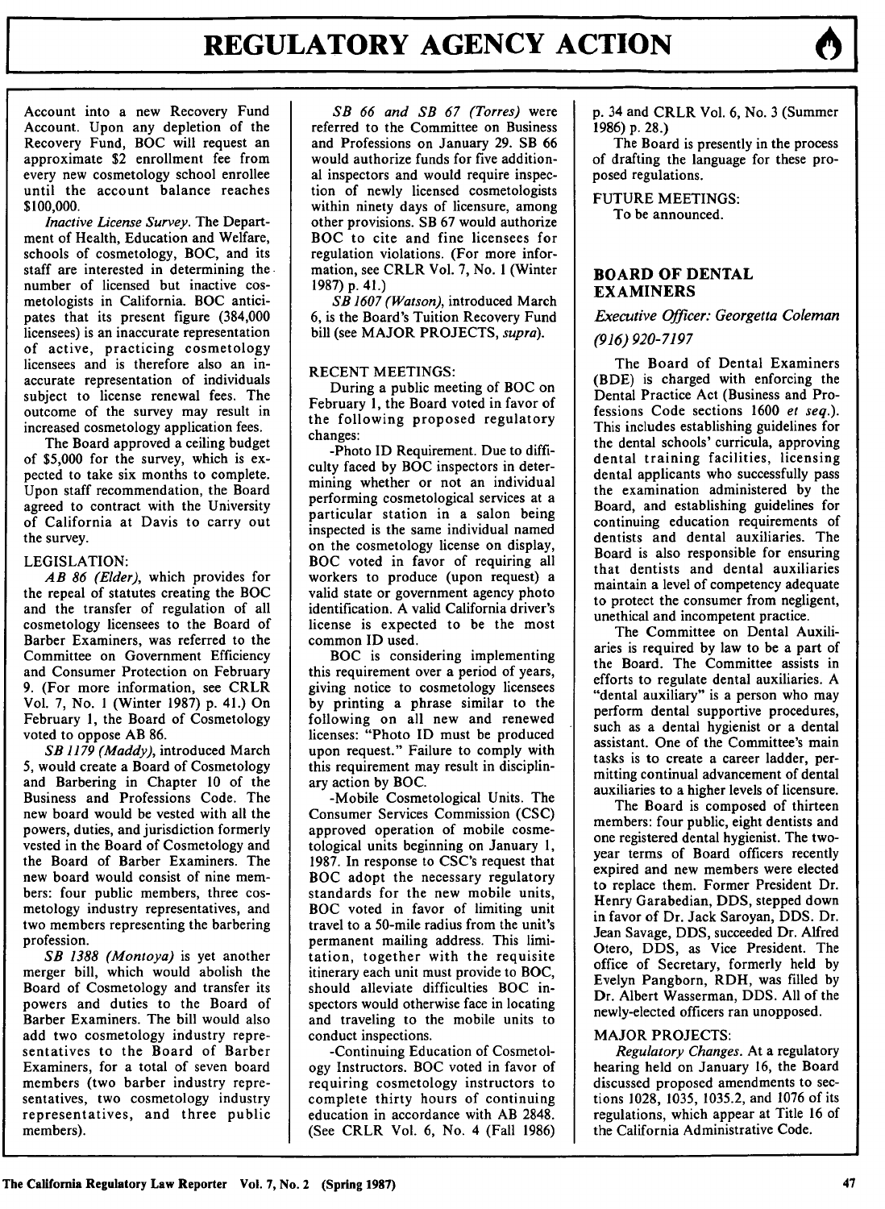Account into a new Recovery Fund Account. Upon any depletion of the Recovery Fund, BOC will request an approximate $2 enrollment fee from every new cosmetology school enrollee until the account balance reaches $100,000.

*Inactive License Survey.* The Department of Health, Education and Welfare, schools of cosmetology, BOC, and its staff are interested in determining the number of licensed but inactive cosmetologists in California. BOC anticipates that its present figure (384,000 licensees) is an inaccurate representation of active, practicing cosmetology licensees and is therefore also an inaccurate representation of individuals subject to license renewal fees. The outcome of the survey may result in increased cosmetology application fees.

The Board approved a ceiling budget of $5,000 for the survey, which is expected to take six months to complete. Upon staff recommendation, the Board agreed to contract with the University of California at Davis to carry out the survey.

LEGISLATION:

*AB 86 (Elder),* which provides for the repeal of statutes creating the BOC and the transfer of regulation of all cosmetology licensees to the Board of Barber Examiners, was referred to the Committee on Government Efficiency and Consumer Protection on February 9. (For more information, see CRLR Vol. 7, No. 1 (Winter 1987) p. 41.) On February 1, the Board of Cosmetology voted to oppose AB 86.

*SB 1179 (Maddy),* introduced March 5, would create a Board of Cosmetology and Barbering in Chapter 10 of the Business and Professions Code. The new board would be vested with all the powers, duties, and jurisdiction formerly vested in the Board of Cosmetology and the Board of Barber Examiners. The new board would consist of nine members: four public members, three cosmetology industry representatives, and two members representing the barbering profession.

*SB 1388 (Montoya)* is yet another merger bill, which would abolish the Board of Cosmetology and transfer its powers and duties to the Board of Barber Examiners. The bill would also add two cosmetology industry representatives to the Board of Barber Examiners, for a total of seven board members (two barber industry representatives, two cosmetology industry representatives, and three public members).

*SB 66 and SB 67 (Torres)* were referred to the Committee on Business and Professions on January 29. SB 66 would authorize funds for five additional inspectors and would require inspection of newly licensed cosmetologists within ninety days of licensure, among other provisions. SB 67 would authorize BOC to cite and fine licensees for regulation violations. (For more information, see CRLR Vol. 7, No. 1 (Winter 1987) p. 41.)

*SB 1607 (Watson),* introduced March 6, is the Board's Tuition Recovery Fund bill (see MAJOR PROJECTS, *supra*).

RECENT MEETINGS:

During a public meeting of BOC on February 1, the Board voted in favor of the following proposed regulatory changes:

-Photo ID Requirement. Due to difficulty faced by BOC inspectors in determining whether or not an individual performing cosmetological services at a particular station in a salon being inspected is the same individual named on the cosmetology license on display, BOC voted in favor of requiring all workers to produce (upon request) a valid state or government agency photo identification. A valid California driver's license is expected to be the most common ID used.

BOC is considering implementing this requirement over a period of years, giving notice to cosmetology licensees by printing a phrase similar to the following on all new and renewed licenses: "Photo ID must be produced upon request." Failure to comply with this requirement may result in disciplinary action by BOC.

-Mobile Cosmetological Units. The Consumer Services Commission (CSC) approved operation of mobile cosmetological units beginning on January 1, 1987. In response to CSC's request that BOC adopt the necessary regulatory standards for the new mobile units, BOC voted in favor of limiting unit travel to a 50-mile radius from the unit's permanent mailing address. This limitation, together with the requisite itinerary each unit must provide to BOC, should alleviate difficulties BOC inspectors would otherwise face in locating and traveling to the mobile units to conduct inspections.

-Continuing Education of Cosmetology Instructors. BOC voted in favor of requiring cosmetology instructors to complete thirty hours of continuing education in accordance with AB 2848. (See CRLR Vol. 6, No. 4 (Fall 1986) p. 34 and CRLR Vol. 6, No. 3 (Summer 1986) p. 28.)

The Board is presently in the process of drafting the language for these proposed regulations.

FUTURE MEETINGS:

To be announced.

## BOARD OF DENTAL EXAMINERS

*Executive Officer: Georgetta Coleman*

*(916) 920-7197*

The Board of Dental Examiners (BDE) is charged with enforcing the Dental Practice Act (Business and Professions Code sections 1600 *et seq.*). This includes establishing guidelines for the dental schools' curricula, approving dental training facilities, licensing dental applicants who successfully pass the examination administered by the Board, and establishing guidelines for continuing education requirements of dentists and dental auxiliaries. The Board is also responsible for ensuring that dentists and dental auxiliaries maintain a level of competency adequate to protect the consumer from negligent, unethical and incompetent practice.

The Committee on Dental Auxiliaries is required by law to be a part of the Board. The Committee assists in efforts to regulate dental auxiliaries. A "dental auxiliary" is a person who may perform dental supportive procedures, such as a dental hygienist or a dental assistant. One of the Committee's main tasks is to create a career ladder, permitting continual advancement of dental auxiliaries to a higher levels of licensure.

The Board is composed of thirteen members: four public, eight dentists and one registered dental hygienist. The two-year terms of Board officers recently expired and new members were elected to replace them. Former President Dr. Henry Garabedian, DDS, stepped down in favor of Dr. Jack Saroyan, DDS. Dr. Jean Savage, DDS, succeeded Dr. Alfred Otero, DDS, as Vice President. The office of Secretary, formerly held by Evelyn Pangborn, RDH, was filled by Dr. Albert Wasserman, DDS. All of the newly-elected officers ran unopposed.

MAJOR PROJECTS:

*Regulatory Changes.* At a regulatory hearing held on January 16, the Board discussed proposed amendments to sections 1028, 1035, 1035.2, and 1076 of its regulations, which appear at Title 16 of the California Administrative Code.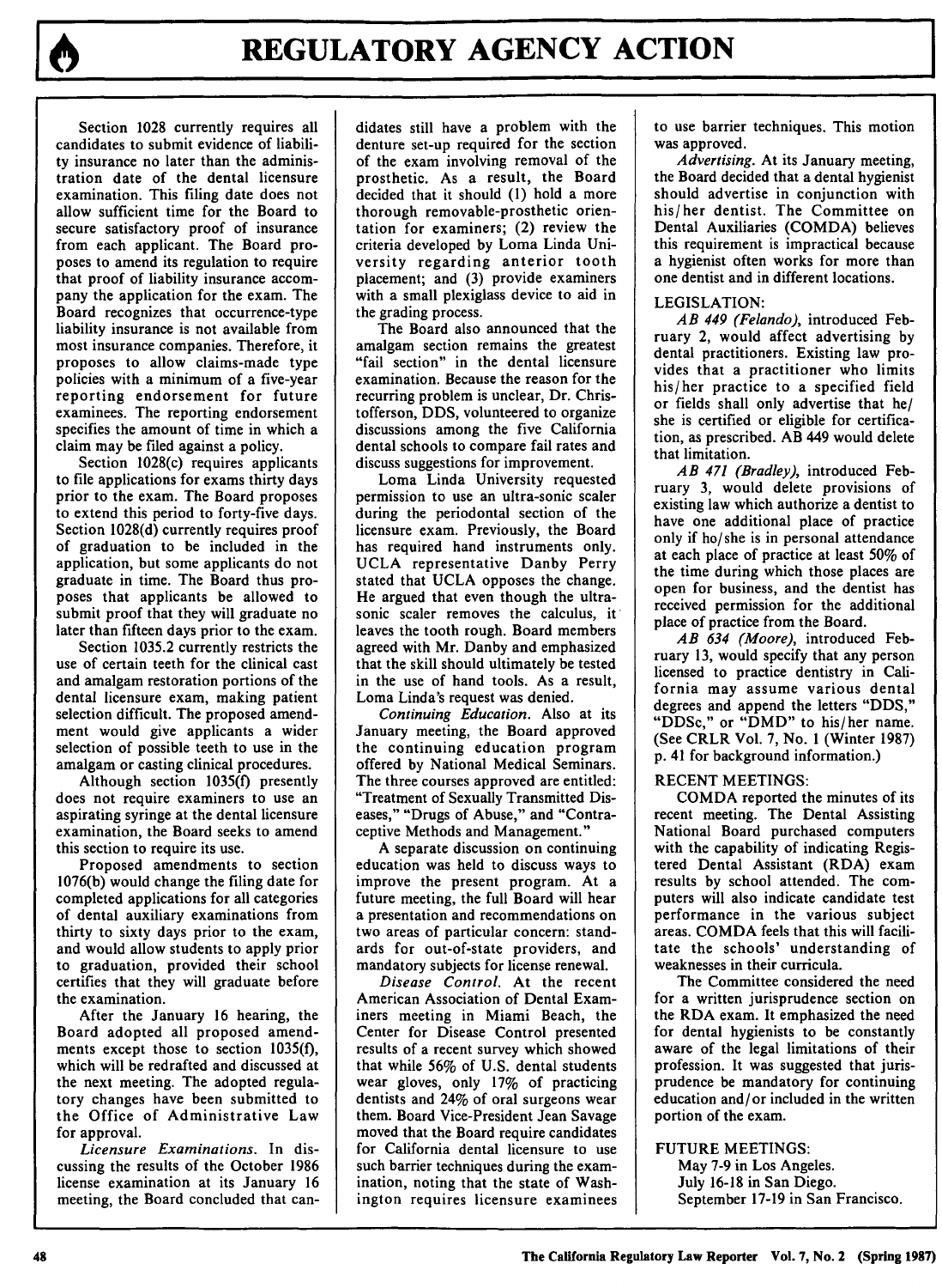Section 1028 currently requires all candidates to submit evidence of liability insurance no later than the administration date of the dental licensure examination. This filing date does not allow sufficient time for the Board to secure satisfactory proof of insurance from each applicant. The Board proposes to amend its regulation to require that proof of liability insurance accompany the application for the exam. The Board recognizes that occurrence-type liability insurance is not available from most insurance companies. Therefore, it proposes to allow claims-made type policies with a minimum of a five-year reporting endorsement for future examinees. The reporting endorsement specifies the amount of time in which a claim may be filed against a policy.

Section 1028(c) requires applicants to file applications for exams thirty days prior to the exam. The Board proposes to extend this period to forty-five days. Section 1028(d) currently requires proof of graduation to be included in the application, but some applicants do not graduate in time. The Board thus proposes that applicants be allowed to submit proof that they will graduate no later than fifteen days prior to the exam.

Section 1035.2 currently restricts the use of certain teeth for the clinical cast and amalgam restoration portions of the dental licensure exam, making patient selection difficult. The proposed amendment would give applicants a wider selection of possible teeth to use in the amalgam or casting clinical procedures.

Although section 1035(f) presently does not require examiners to use an aspirating syringe at the dental licensure examination, the Board seeks to amend this section to require its use.

Proposed amendments to section 1076(b) would change the filing date for completed applications for all categories of dental auxiliary examinations from thirty to sixty days prior to the exam, and would allow students to apply prior to graduation, provided their school certifies that they will graduate before the examination.

After the January 16 hearing, the Board adopted all proposed amendments except those to section 1035(f), which will be redrafted and discussed at the next meeting. The adopted regulatory changes have been submitted to the Office of Administrative Law for approval.

*Licensure Examinations.* In discussing the results of the October 1986 license examination at its January 16 meeting, the Board concluded that candidates still have a problem with the denture set-up required for the section of the exam involving removal of the prosthetic. As a result, the Board decided that it should (1) hold a more thorough removable-prosthetic orientation for examiners; (2) review the criteria developed by Loma Linda University regarding anterior tooth placement; and (3) provide examiners with a small plexiglass device to aid in the grading process.

The Board also announced that the amalgam section remains the greatest "fail section" in the dental licensure examination. Because the reason for the recurring problem is unclear, Dr. Christofferson, DDS, volunteered to organize discussions among the five California dental schools to compare fail rates and discuss suggestions for improvement.

Loma Linda University requested permission to use an ultra-sonic scaler during the periodontal section of the licensure exam. Previously, the Board has required hand instruments only. UCLA representative Danby Perry stated that UCLA opposes the change. He argued that even though the ultrasonic scaler removes the calculus, it leaves the tooth rough. Board members agreed with Mr. Danby and emphasized that the skill should ultimately be tested in the use of hand tools. As a result, Loma Linda's request was denied.

*Continuing Education.* Also at its January meeting, the Board approved the continuing education program offered by National Medical Seminars. The three courses approved are entitled: "Treatment of Sexually Transmitted Diseases," "Drugs of Abuse," and "Contraceptive Methods and Management."

A separate discussion on continuing education was held to discuss ways to improve the present program. At a future meeting, the full Board will hear a presentation and recommendations on two areas of particular concern: standards for out-of-state providers, and mandatory subjects for license renewal.

*Disease Control.* At the recent American Association of Dental Examiners meeting in Miami Beach, the Center for Disease Control presented results of a recent survey which showed that while 56% of U.S. dental students wear gloves, only 17% of practicing dentists and 24% of oral surgeons wear them. Board Vice-President Jean Savage moved that the Board require candidates for California dental licensure to use such barrier techniques during the examination, noting that the state of Washington requires licensure examinees to use barrier techniques. This motion was approved.

*Advertising.* At its January meeting, the Board decided that a dental hygienist should advertise in conjunction with his/her dentist. The Committee on Dental Auxiliaries (COMDA) believes this requirement is impractical because a hygienist often works for more than one dentist and in different locations.

LEGISLATION:

*AB 449 (Felando),* introduced February 2, would affect advertising by dental practitioners. Existing law provides that a practitioner who limits his/her practice to a specified field or fields shall only advertise that he/she is certified or eligible for certification, as prescribed. AB 449 would delete that limitation.

*AB 471 (Bradley),* introduced February 3, would delete provisions of existing law which authorize a dentist to have one additional place of practice only if ho/she is in personal attendance at each place of practice at least 50% of the time during which those places are open for business, and the dentist has received permission for the additional place of practice from the Board.

*AB 634 (Moore),* introduced February 13, would specify that any person licensed to practice dentistry in California may assume various dental degrees and append the letters "DDS," "DDSc," or "DMD" to his/her name. (See CRLR Vol. 7, No. 1 (Winter 1987) p. 41 for background information.)

RECENT MEETINGS:

COMDA reported the minutes of its recent meeting. The Dental Assisting National Board purchased computers with the capability of indicating Registered Dental Assistant (RDA) exam results by school attended. The computers will also indicate candidate test performance in the various subject areas. COMDA feels that this will facilitate the schools' understanding of weaknesses in their curricula.

The Committee considered the need for a written jurisprudence section on the RDA exam. It emphasized the need for dental hygienists to be constantly aware of the legal limitations of their profession. It was suggested that jurisprudence be mandatory for continuing education and/or included in the written portion of the exam.

FUTURE MEETINGS:

May 7-9 in Los Angeles.
July 16-18 in San Diego.
September 17-19 in San Francisco.